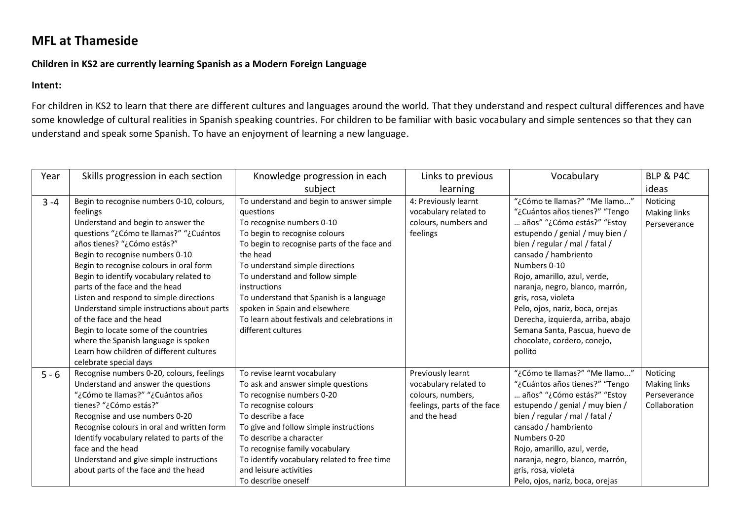# MFL at Thameside

**Children in KS2 are currently learning Spanish as a Modern Foreign Language**

**Intent:**

For children in KS2 to learn that there are different cultures and languages around the world. That they understand and respect cultural differences and have some knowledge of cultural realities in Spanish speaking countries. For children to be familiar with basic vocabulary and simple sentences so that they can understand and speak some Spanish. To have an enjoyment of learning a new language.

| Year | Skills progression in each section | Knowledge progression in each subject | Links to previous learning | Vocabulary | BLP & P4C ideas |
|---|---|---|---|---|---|
| 3 -4 | Begin to recognise numbers 0-10, colours, feelings<br>Understand and begin to answer the questions "¿Cómo te llamas?" "¿Cuántos años tienes? "¿Cómo estás?"<br>Begin to recognise numbers 0-10<br>Begin to recognise colours in oral form<br>Begin to identify vocabulary related to parts of the face and the head<br>Listen and respond to simple directions<br>Understand simple instructions about parts of the face and the head<br>Begin to locate some of the countries where the Spanish language is spoken<br>Learn how children of different cultures celebrate special days | To understand and begin to answer simple questions<br>To recognise numbers 0-10<br>To begin to recognise colours<br>To begin to recognise parts of the face and the head<br>To understand simple directions<br>To understand and follow simple instructions<br>To understand that Spanish is a language spoken in Spain and elsewhere<br>To learn about festivals and celebrations in different cultures | 4: Previously learnt vocabulary related to colours, numbers and feelings | "¿Cómo te llamas?" "Me llamo..." "¿Cuántos años tienes?" "Tengo … años" "¿Cómo estás?" "Estoy estupendo / genial / muy bien / bien / regular / mal / fatal / cansado / hambriento<br>Numbers 0-10<br>Rojo, amarillo, azul, verde, naranja, negro, blanco, marrón, gris, rosa, violeta<br>Pelo, ojos, nariz, boca, orejas<br>Derecha, izquierda, arriba, abajo<br>Semana Santa, Pascua, huevo de chocolate, cordero, conejo, pollito | Noticing<br>Making links<br>Perseverance |
| 5 - 6 | Recognise numbers 0-20, colours, feelings<br>Understand and answer the questions "¿Cómo te llamas?" "¿Cuántos años tienes? "¿Cómo estás?"<br>Recognise and use numbers 0-20<br>Recognise colours in oral and written form<br>Identify vocabulary related to parts of the face and the head<br>Understand and give simple instructions about parts of the face and the head | To revise learnt vocabulary<br>To ask and answer simple questions<br>To recognise numbers 0-20<br>To recognise colours<br>To describe a face<br>To give and follow simple instructions<br>To describe a character<br>To recognise family vocabulary<br>To identify vocabulary related to free time and leisure activities<br>To describe oneself | Previously learnt vocabulary related to colours, numbers, feelings, parts of the face and the head | "¿Cómo te llamas?" "Me llamo..." "¿Cuántos años tienes?" "Tengo … años" "¿Cómo estás?" "Estoy estupendo / genial / muy bien / bien / regular / mal / fatal / cansado / hambriento<br>Numbers 0-20<br>Rojo, amarillo, azul, verde, naranja, negro, blanco, marrón, gris, rosa, violeta<br>Pelo, ojos, nariz, boca, orejas | Noticing<br>Making links<br>Perseverance<br>Collaboration |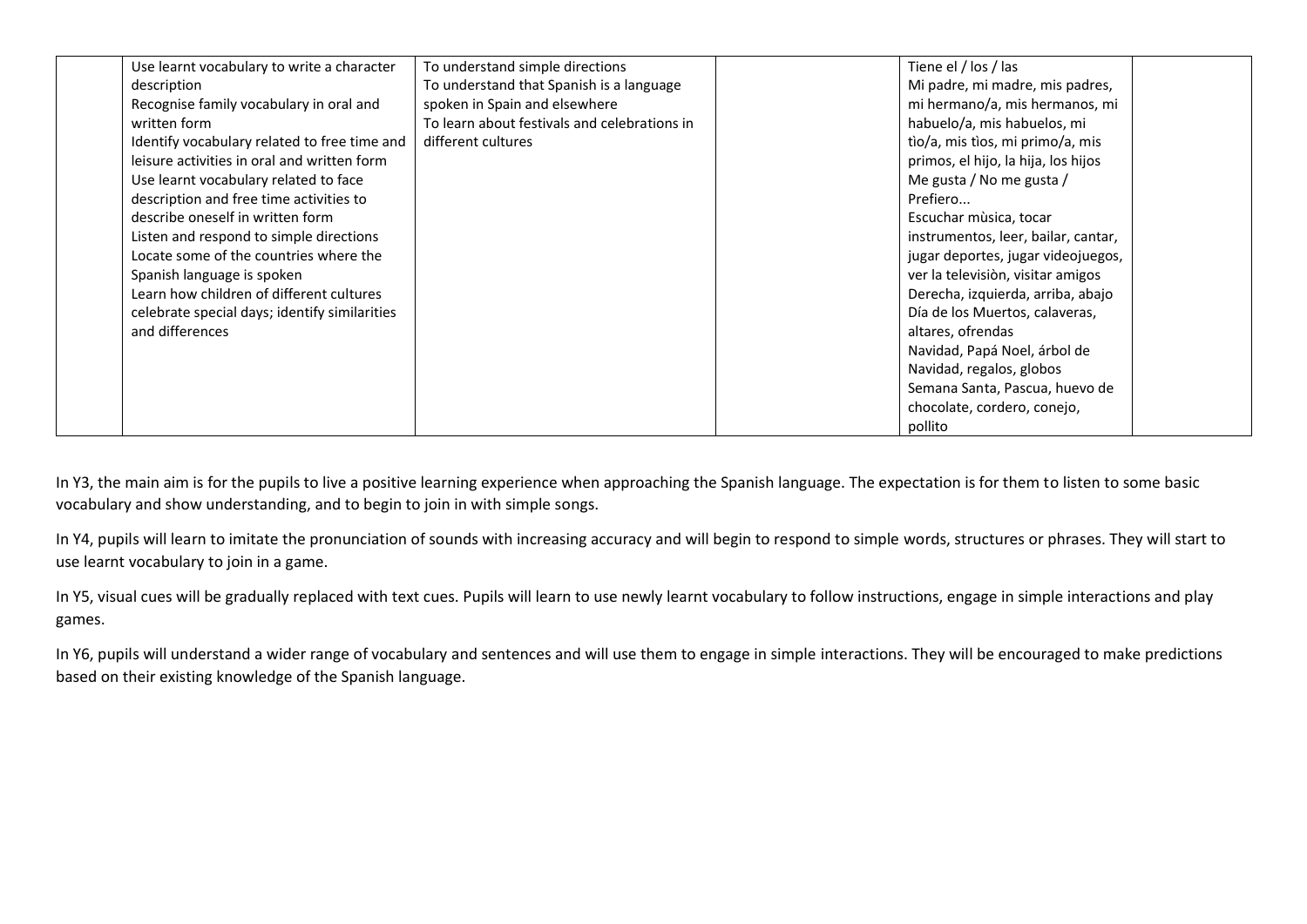| | | | | | |
|---|---|---|---|---|---|
| | Use learnt vocabulary to write a character description<br>Recognise family vocabulary in oral and written form<br>Identify vocabulary related to free time and leisure activities in oral and written form<br>Use learnt vocabulary related to face description and free time activities to describe oneself in written form<br>Listen and respond to simple directions<br>Locate some of the countries where the Spanish language is spoken<br>Learn how children of different cultures celebrate special days; identify similarities and differences | To understand simple directions<br>To understand that Spanish is a language spoken in Spain and elsewhere<br>To learn about festivals and celebrations in different cultures | | Tiene el / los / las<br>Mi padre, mi madre, mis padres, mi hermano/a, mis hermanos, mi habuelo/a, mis habuelos, mi tìo/a, mis tìos, mi primo/a, mis primos, el hijo, la hija, los hijos<br>Me gusta / No me gusta / Prefiero...<br>Escuchar mùsica, tocar instrumentos, leer, bailar, cantar, jugar deportes, jugar videojuegos, ver la televisiòn, visitar amigos<br>Derecha, izquierda, arriba, abajo<br>Día de los Muertos, calaveras, altares, ofrendas<br>Navidad, Papá Noel, árbol de Navidad, regalos, globos<br>Semana Santa, Pascua, huevo de chocolate, cordero, conejo, pollito | |

In Y3, the main aim is for the pupils to live a positive learning experience when approaching the Spanish language. The expectation is for them to listen to some basic vocabulary and show understanding, and to begin to join in with simple songs.

In Y4, pupils will learn to imitate the pronunciation of sounds with increasing accuracy and will begin to respond to simple words, structures or phrases. They will start to use learnt vocabulary to join in a game.

In Y5, visual cues will be gradually replaced with text cues. Pupils will learn to use newly learnt vocabulary to follow instructions, engage in simple interactions and play games.

In Y6, pupils will understand a wider range of vocabulary and sentences and will use them to engage in simple interactions. They will be encouraged to make predictions based on their existing knowledge of the Spanish language.